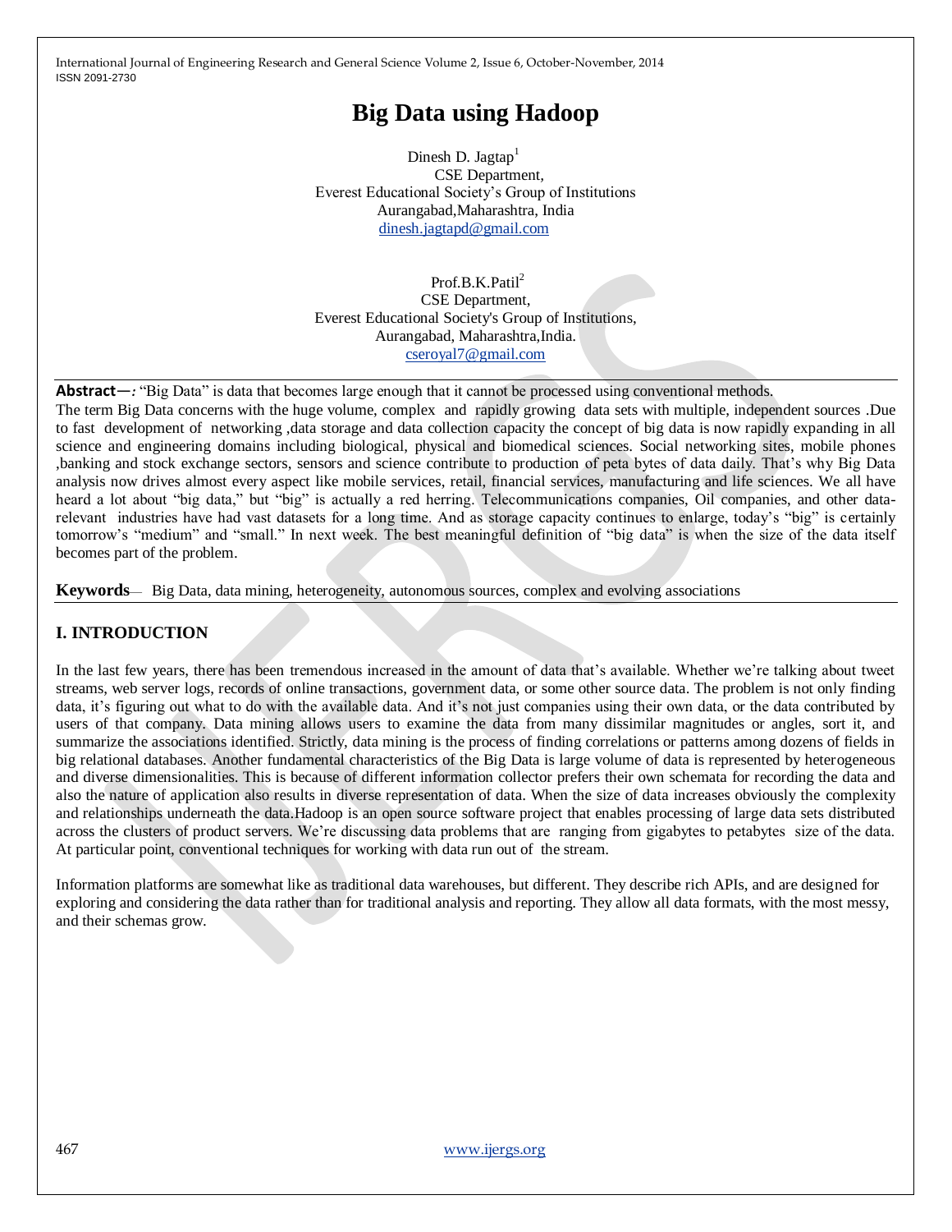# Big Data using Hadoop

Dinesh D. Jagtap[1]
CSE Department,
Everest Educational Society's Group of Institutions
Aurangabad,Maharashtra, India
dinesh.jagtapd@gmail.com

Prof.B.K.Patil[2]
CSE Department,
Everest Educational Society's Group of Institutions,
Aurangabad, Maharashtra,India.
cseroyal7@gmail.com

**Abstract—**: "Big Data" is data that becomes large enough that it cannot be processed using conventional methods.
The term Big Data concerns with the huge volume, complex and rapidly growing data sets with multiple, independent sources .Due to fast development of networking ,data storage and data collection capacity the concept of big data is now rapidly expanding in all science and engineering domains including biological, physical and biomedical sciences. Social networking sites, mobile phones ,banking and stock exchange sectors, sensors and science contribute to production of peta bytes of data daily. That's why Big Data analysis now drives almost every aspect like mobile services, retail, financial services, manufacturing and life sciences. We all have heard a lot about "big data," but "big" is actually a red herring. Telecommunications companies, Oil companies, and other data-relevant industries have had vast datasets for a long time. And as storage capacity continues to enlarge, today's "big" is certainly tomorrow's "medium" and "small." In next week. The best meaningful definition of "big data" is when the size of the data itself becomes part of the problem.

**Keywords**— Big Data, data mining, heterogeneity, autonomous sources, complex and evolving associations

## I. INTRODUCTION

In the last few years, there has been tremendous increased in the amount of data that's available. Whether we're talking about tweet streams, web server logs, records of online transactions, government data, or some other source data. The problem is not only finding data, it's figuring out what to do with the available data. And it's not just companies using their own data, or the data contributed by users of that company. Data mining allows users to examine the data from many dissimilar magnitudes or angles, sort it, and summarize the associations identified. Strictly, data mining is the process of finding correlations or patterns among dozens of fields in big relational databases. Another fundamental characteristics of the Big Data is large volume of data is represented by heterogeneous and diverse dimensionalities. This is because of different information collector prefers their own schemata for recording the data and also the nature of application also results in diverse representation of data. When the size of data increases obviously the complexity and relationships underneath the data.Hadoop is an open source software project that enables processing of large data sets distributed across the clusters of product servers. We're discussing data problems that are ranging from gigabytes to petabytes size of the data. At particular point, conventional techniques for working with data run out of the stream.

Information platforms are somewhat like as traditional data warehouses, but different. They describe rich APIs, and are designed for exploring and considering the data rather than for traditional analysis and reporting. They allow all data formats, with the most messy, and their schemas grow.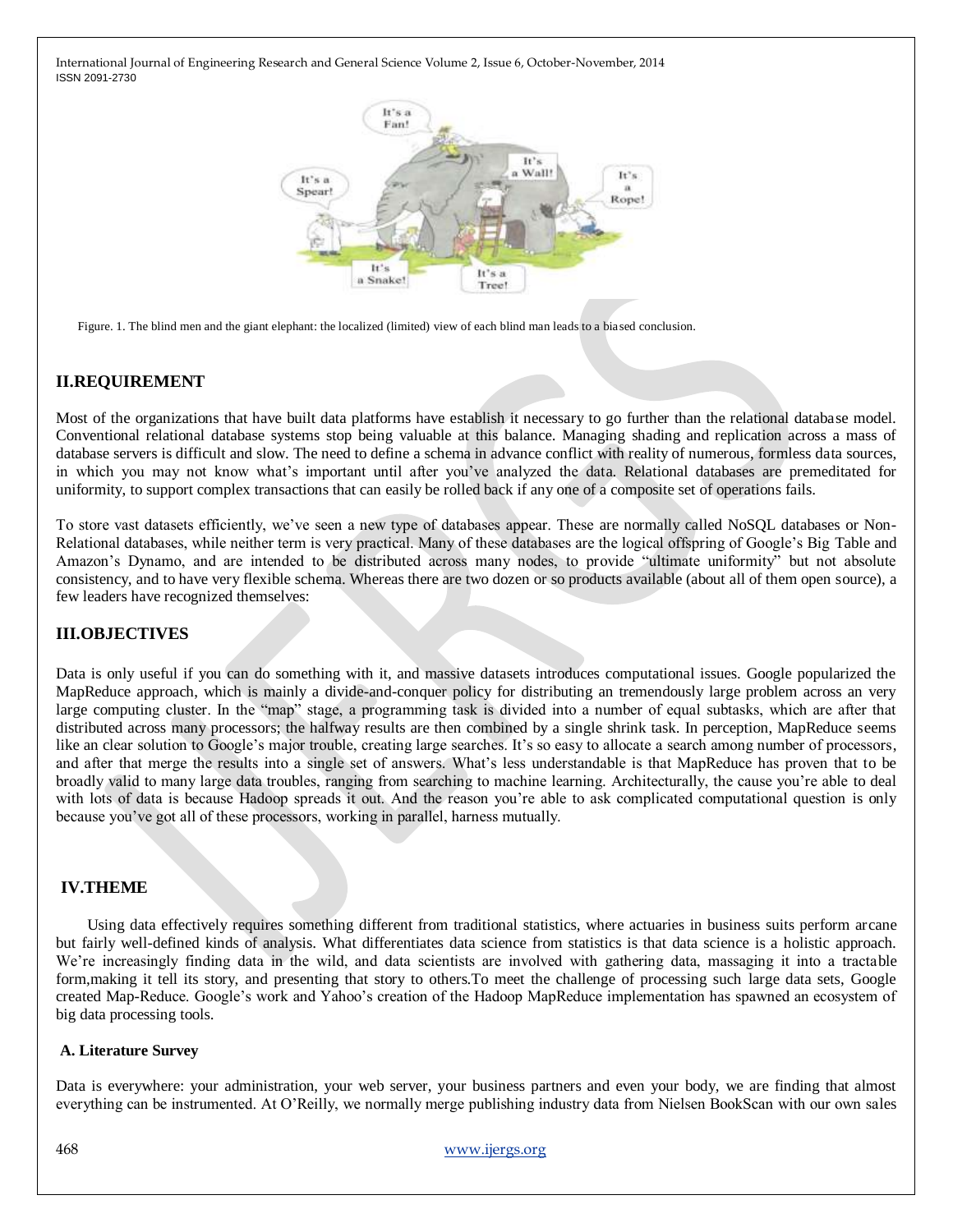Figure. 1. The blind men and the giant elephant: the localized (limited) view of each blind man leads to a biased conclusion.

## II.REQUIREMENT

Most of the organizations that have built data platforms have establish it necessary to go further than the relational database model. Conventional relational database systems stop being valuable at this balance. Managing shading and replication across a mass of database servers is difficult and slow. The need to define a schema in advance conflict with reality of numerous, formless data sources, in which you may not know what's important until after you've analyzed the data. Relational databases are premeditated for uniformity, to support complex transactions that can easily be rolled back if any one of a composite set of operations fails.

To store vast datasets efficiently, we've seen a new type of databases appear. These are normally called NoSQL databases or Non-Relational databases, while neither term is very practical. Many of these databases are the logical offspring of Google's Big Table and Amazon's Dynamo, and are intended to be distributed across many nodes, to provide "ultimate uniformity" but not absolute consistency, and to have very flexible schema. Whereas there are two dozen or so products available (about all of them open source), a few leaders have recognized themselves:

## III.OBJECTIVES

Data is only useful if you can do something with it, and massive datasets introduces computational issues. Google popularized the MapReduce approach, which is mainly a divide-and-conquer policy for distributing an tremendously large problem across an very large computing cluster. In the "map" stage, a programming task is divided into a number of equal subtasks, which are after that distributed across many processors; the halfway results are then combined by a single shrink task. In perception, MapReduce seems like an clear solution to Google's major trouble, creating large searches. It's so easy to allocate a search among number of processors, and after that merge the results into a single set of answers. What's less understandable is that MapReduce has proven that to be broadly valid to many large data troubles, ranging from searching to machine learning. Architecturally, the cause you're able to deal with lots of data is because Hadoop spreads it out. And the reason you're able to ask complicated computational question is only because you've got all of these processors, working in parallel, harness mutually.

## IV.THEME

Using data effectively requires something different from traditional statistics, where actuaries in business suits perform arcane but fairly well-defined kinds of analysis. What differentiates data science from statistics is that data science is a holistic approach. We're increasingly finding data in the wild, and data scientists are involved with gathering data, massaging it into a tractable form,making it tell its story, and presenting that story to others.To meet the challenge of processing such large data sets, Google created Map-Reduce. Google's work and Yahoo's creation of the Hadoop MapReduce implementation has spawned an ecosystem of big data processing tools.

### A. Literature Survey

Data is everywhere: your administration, your web server, your business partners and even your body, we are finding that almost everything can be instrumented. At O'Reilly, we normally merge publishing industry data from Nielsen BookScan with our own sales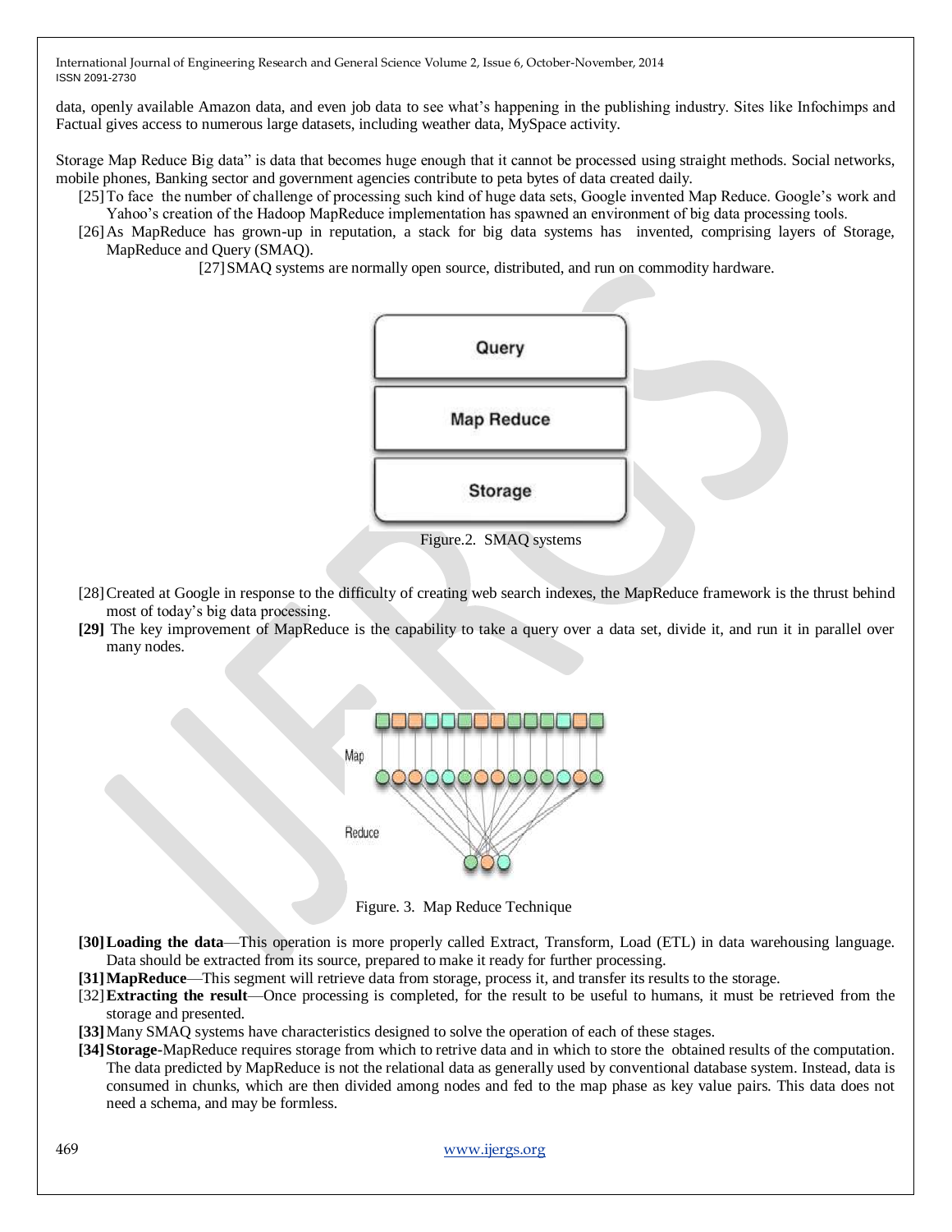data, openly available Amazon data, and even job data to see what's happening in the publishing industry. Sites like Infochimps and Factual gives access to numerous large datasets, including weather data, MySpace activity.

Storage Map Reduce Big data" is data that becomes huge enough that it cannot be processed using straight methods. Social networks, mobile phones, Banking sector and government agencies contribute to peta bytes of data created daily.

[25] To face the number of challenge of processing such kind of huge data sets, Google invented Map Reduce. Google's work and Yahoo's creation of the Hadoop MapReduce implementation has spawned an environment of big data processing tools.

[26] As MapReduce has grown-up in reputation, a stack for big data systems has invented, comprising layers of Storage, MapReduce and Query (SMAQ).

[27] SMAQ systems are normally open source, distributed, and run on commodity hardware.

Figure.2. SMAQ systems

[28] Created at Google in response to the difficulty of creating web search indexes, the MapReduce framework is the thrust behind most of today's big data processing.

**[29]** The key improvement of MapReduce is the capability to take a query over a data set, divide it, and run it in parallel over many nodes.

Figure. 3. Map Reduce Technique

**[30] Loading the data**—This operation is more properly called Extract, Transform, Load (ETL) in data warehousing language. Data should be extracted from its source, prepared to make it ready for further processing.

**[31] MapReduce**—This segment will retrieve data from storage, process it, and transfer its results to the storage.

[32] **Extracting the result**—Once processing is completed, for the result to be useful to humans, it must be retrieved from the storage and presented.

**[33]** Many SMAQ systems have characteristics designed to solve the operation of each of these stages.

**[34] Storage**-MapReduce requires storage from which to retrive data and in which to store the obtained results of the computation. The data predicted by MapReduce is not the relational data as generally used by conventional database system. Instead, data is consumed in chunks, which are then divided among nodes and fed to the map phase as key value pairs. This data does not need a schema, and may be formless.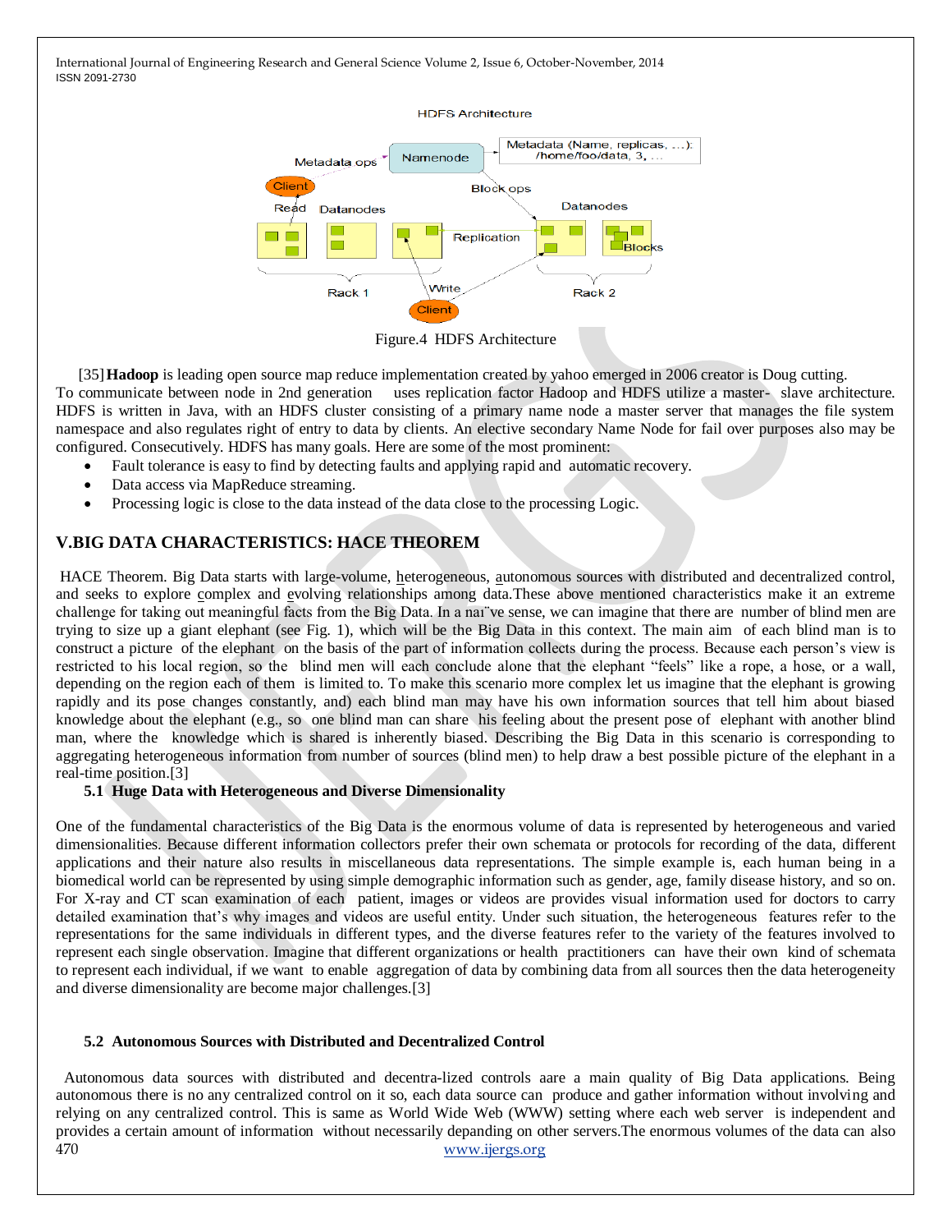Figure.4 HDFS Architecture

[35] **Hadoop** is leading open source map reduce implementation created by yahoo emerged in 2006 creator is Doug cutting. To communicate between node in 2nd generation uses replication factor Hadoop and HDFS utilize a master- slave architecture. HDFS is written in Java, with an HDFS cluster consisting of a primary name node a master server that manages the file system namespace and also regulates right of entry to data by clients. An elective secondary Name Node for fail over purposes also may be configured. Consecutively. HDFS has many goals. Here are some of the most prominent:

- Fault tolerance is easy to find by detecting faults and applying rapid and automatic recovery.
- Data access via MapReduce streaming.
- Processing logic is close to the data instead of the data close to the processing Logic.

## V.BIG DATA CHARACTERISTICS: HACE THEOREM

HACE Theorem. Big Data starts with large-volume, heterogeneous, autonomous sources with distributed and decentralized control, and seeks to explore complex and evolving relationships among data.These above mentioned characteristics make it an extreme challenge for taking out meaningful facts from the Big Data. In a naı¨ve sense, we can imagine that there are number of blind men are trying to size up a giant elephant (see Fig. 1), which will be the Big Data in this context. The main aim of each blind man is to construct a picture of the elephant on the basis of the part of information collects during the process. Because each person's view is restricted to his local region, so the blind men will each conclude alone that the elephant "feels" like a rope, a hose, or a wall, depending on the region each of them is limited to. To make this scenario more complex let us imagine that the elephant is growing rapidly and its pose changes constantly, and) each blind man may have his own information sources that tell him about biased knowledge about the elephant (e.g., so one blind man can share his feeling about the present pose of elephant with another blind man, where the knowledge which is shared is inherently biased. Describing the Big Data in this scenario is corresponding to aggregating heterogeneous information from number of sources (blind men) to help draw a best possible picture of the elephant in a real-time position.[3]

### 5.1 Huge Data with Heterogeneous and Diverse Dimensionality

One of the fundamental characteristics of the Big Data is the enormous volume of data is represented by heterogeneous and varied dimensionalities. Because different information collectors prefer their own schemata or protocols for recording of the data, different applications and their nature also results in miscellaneous data representations. The simple example is, each human being in a biomedical world can be represented by using simple demographic information such as gender, age, family disease history, and so on. For X-ray and CT scan examination of each patient, images or videos are provides visual information used for doctors to carry detailed examination that's why images and videos are useful entity. Under such situation, the heterogeneous features refer to the representations for the same individuals in different types, and the diverse features refer to the variety of the features involved to represent each single observation. Imagine that different organizations or health practitioners can have their own kind of schemata to represent each individual, if we want to enable aggregation of data by combining data from all sources then the data heterogeneity and diverse dimensionality are become major challenges.[3]

### 5.2 Autonomous Sources with Distributed and Decentralized Control

Autonomous data sources with distributed and decentra-lized controls aare a main quality of Big Data applications. Being autonomous there is no any centralized control on it so, each data source can produce and gather information without involving and relying on any centralized control. This is same as World Wide Web (WWW) setting where each web server is independent and provides a certain amount of information without necessarily depanding on other servers.The enormous volumes of the data can also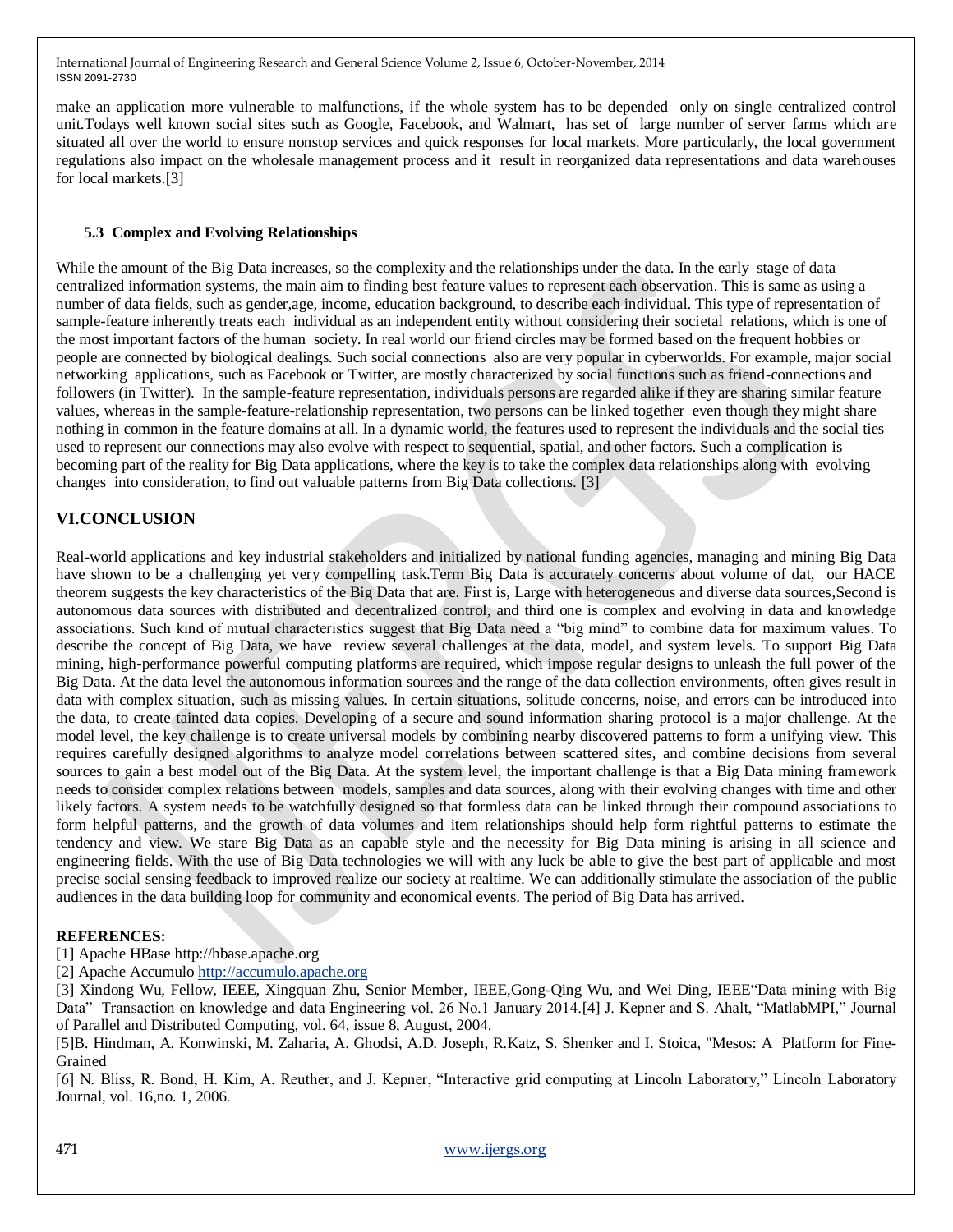make an application more vulnerable to malfunctions, if the whole system has to be depended only on single centralized control unit.Todays well known social sites such as Google, Facebook, and Walmart, has set of large number of server farms which are situated all over the world to ensure nonstop services and quick responses for local markets. More particularly, the local government regulations also impact on the wholesale management process and it result in reorganized data representations and data warehouses for local markets.[3]

### 5.3 Complex and Evolving Relationships

While the amount of the Big Data increases, so the complexity and the relationships under the data. In the early stage of data centralized information systems, the main aim to finding best feature values to represent each observation. This is same as using a number of data fields, such as gender,age, income, education background, to describe each individual. This type of representation of sample-feature inherently treats each individual as an independent entity without considering their societal relations, which is one of the most important factors of the human society. In real world our friend circles may be formed based on the frequent hobbies or people are connected by biological dealings. Such social connections also are very popular in cyberworlds. For example, major social networking applications, such as Facebook or Twitter, are mostly characterized by social functions such as friend-connections and followers (in Twitter). In the sample-feature representation, individuals persons are regarded alike if they are sharing similar feature values, whereas in the sample-feature-relationship representation, two persons can be linked together even though they might share nothing in common in the feature domains at all. In a dynamic world, the features used to represent the individuals and the social ties used to represent our connections may also evolve with respect to sequential, spatial, and other factors. Such a complication is becoming part of the reality for Big Data applications, where the key is to take the complex data relationships along with evolving changes into consideration, to find out valuable patterns from Big Data collections. [3]

## VI.CONCLUSION

Real-world applications and key industrial stakeholders and initialized by national funding agencies, managing and mining Big Data have shown to be a challenging yet very compelling task.Term Big Data is accurately concerns about volume of dat, our HACE theorem suggests the key characteristics of the Big Data that are. First is, Large with heterogeneous and diverse data sources,Second is autonomous data sources with distributed and decentralized control, and third one is complex and evolving in data and knowledge associations. Such kind of mutual characteristics suggest that Big Data need a "big mind" to combine data for maximum values. To describe the concept of Big Data, we have review several challenges at the data, model, and system levels. To support Big Data mining, high-performance powerful computing platforms are required, which impose regular designs to unleash the full power of the Big Data. At the data level the autonomous information sources and the range of the data collection environments, often gives result in data with complex situation, such as missing values. In certain situations, solitude concerns, noise, and errors can be introduced into the data, to create tainted data copies. Developing of a secure and sound information sharing protocol is a major challenge. At the model level, the key challenge is to create universal models by combining nearby discovered patterns to form a unifying view. This requires carefully designed algorithms to analyze model correlations between scattered sites, and combine decisions from several sources to gain a best model out of the Big Data. At the system level, the important challenge is that a Big Data mining framework needs to consider complex relations between models, samples and data sources, along with their evolving changes with time and other likely factors. A system needs to be watchfully designed so that formless data can be linked through their compound associations to form helpful patterns, and the growth of data volumes and item relationships should help form rightful patterns to estimate the tendency and view. We stare Big Data as an capable style and the necessity for Big Data mining is arising in all science and engineering fields. With the use of Big Data technologies we will with any luck be able to give the best part of applicable and most precise social sensing feedback to improved realize our society at realtime. We can additionally stimulate the association of the public audiences in the data building loop for community and economical events. The period of Big Data has arrived.

**REFERENCES:**

[1] Apache HBase http://hbase.apache.org

[2] Apache Accumulo http://accumulo.apache.org

[3] Xindong Wu, Fellow, IEEE, Xingquan Zhu, Senior Member, IEEE,Gong-Qing Wu, and Wei Ding, IEEE"Data mining with Big Data" Transaction on knowledge and data Engineering vol. 26 No.1 January 2014.[4] J. Kepner and S. Ahalt, "MatlabMPI," Journal of Parallel and Distributed Computing, vol. 64, issue 8, August, 2004.

[5]B. Hindman, A. Konwinski, M. Zaharia, A. Ghodsi, A.D. Joseph, R.Katz, S. Shenker and I. Stoica, "Mesos: A Platform for Fine-Grained

[6] N. Bliss, R. Bond, H. Kim, A. Reuther, and J. Kepner, "Interactive grid computing at Lincoln Laboratory," Lincoln Laboratory Journal, vol. 16,no. 1, 2006.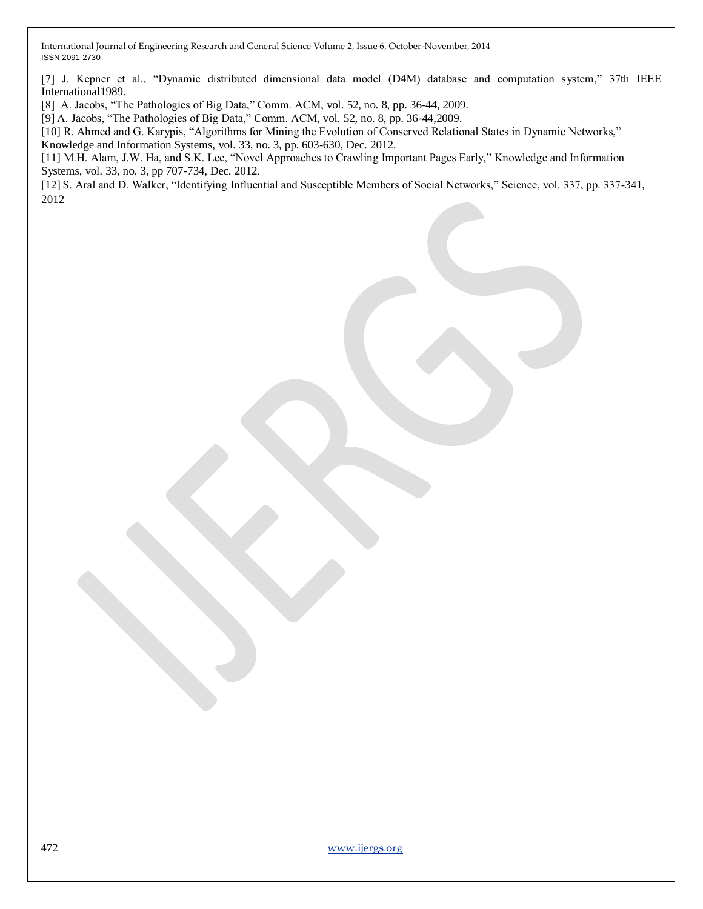[7] J. Kepner et al., "Dynamic distributed dimensional data model (D4M) database and computation system," 37th IEEE International1989.

[8] A. Jacobs, "The Pathologies of Big Data," Comm. ACM, vol. 52, no. 8, pp. 36-44, 2009.

[9] A. Jacobs, "The Pathologies of Big Data," Comm. ACM, vol. 52, no. 8, pp. 36-44,2009.

[10] R. Ahmed and G. Karypis, "Algorithms for Mining the Evolution of Conserved Relational States in Dynamic Networks," Knowledge and Information Systems, vol. 33, no. 3, pp. 603-630, Dec. 2012.

[11] M.H. Alam, J.W. Ha, and S.K. Lee, "Novel Approaches to Crawling Important Pages Early," Knowledge and Information Systems, vol. 33, no. 3, pp 707-734, Dec. 2012.

[12] S. Aral and D. Walker, "Identifying Influential and Susceptible Members of Social Networks," Science, vol. 337, pp. 337-341, 2012